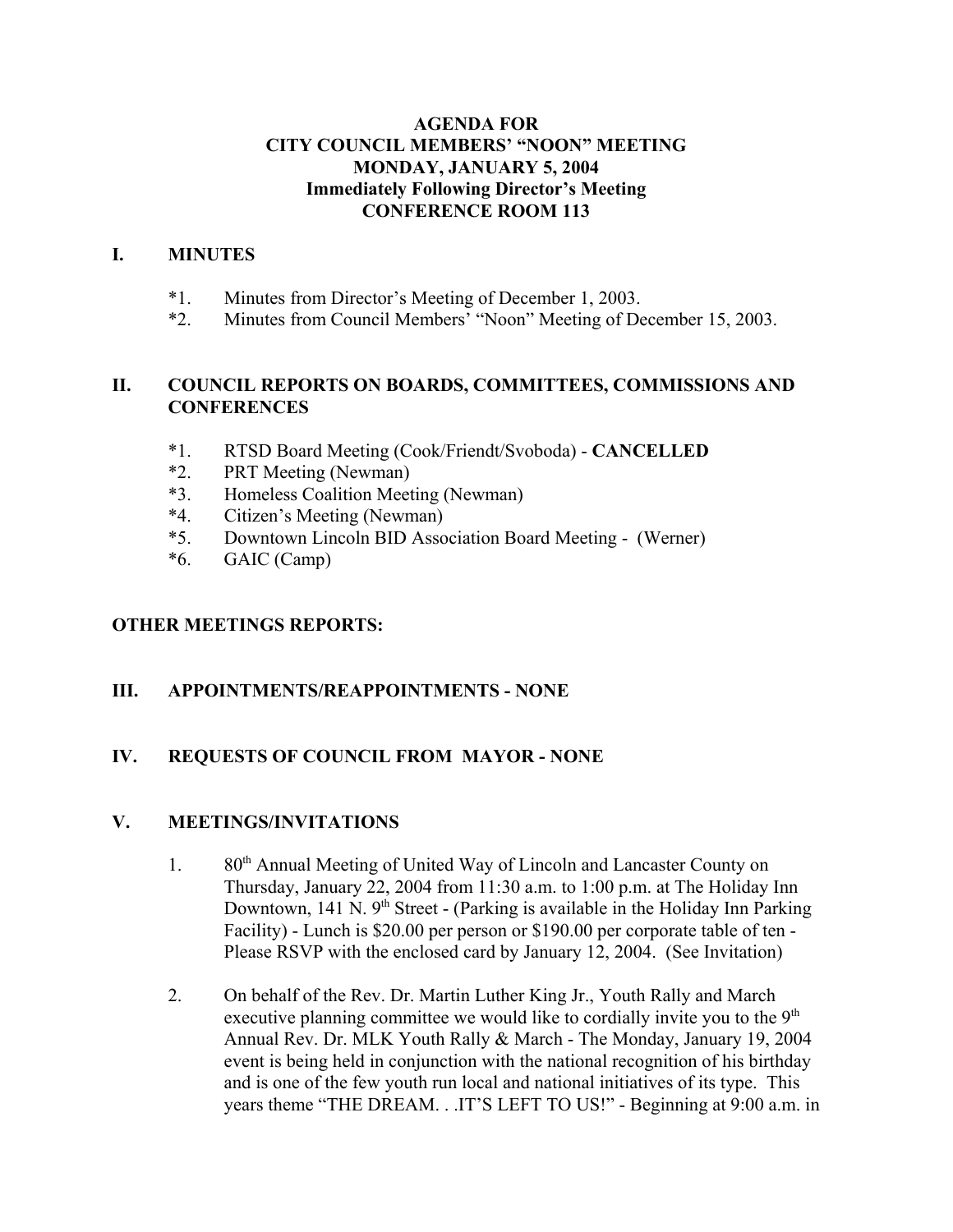**AGENDA FOR**
**CITY COUNCIL MEMBERS' "NOON" MEETING**
**MONDAY, JANUARY 5, 2004**
**Immediately Following Director's Meeting**
**CONFERENCE ROOM 113**

## I. MINUTES

*1. Minutes from Director's Meeting of December 1, 2003.
*2. Minutes from Council Members' "Noon" Meeting of December 15, 2003.

## II. COUNCIL REPORTS ON BOARDS, COMMITTEES, COMMISSIONS AND CONFERENCES

*1. RTSD Board Meeting (Cook/Friendt/Svoboda) - **CANCELLED**
*2. PRT Meeting (Newman)
*3. Homeless Coalition Meeting (Newman)
*4. Citizen's Meeting (Newman)
*5. Downtown Lincoln BID Association Board Meeting - (Werner)
*6. GAIC (Camp)

**OTHER MEETINGS REPORTS:**

## III. APPOINTMENTS/REAPPOINTMENTS - NONE

## IV. REQUESTS OF COUNCIL FROM MAYOR - NONE

## V. MEETINGS/INVITATIONS

1. 80th Annual Meeting of United Way of Lincoln and Lancaster County on Thursday, January 22, 2004 from 11:30 a.m. to 1:00 p.m. at The Holiday Inn Downtown, 141 N. 9th Street - (Parking is available in the Holiday Inn Parking Facility) - Lunch is $20.00 per person or $190.00 per corporate table of ten - Please RSVP with the enclosed card by January 12, 2004. (See Invitation)

2. On behalf of the Rev. Dr. Martin Luther King Jr., Youth Rally and March executive planning committee we would like to cordially invite you to the 9th Annual Rev. Dr. MLK Youth Rally & March - The Monday, January 19, 2004 event is being held in conjunction with the national recognition of his birthday and is one of the few youth run local and national initiatives of its type. This years theme "THE DREAM. . .IT'S LEFT TO US!" - Beginning at 9:00 a.m. in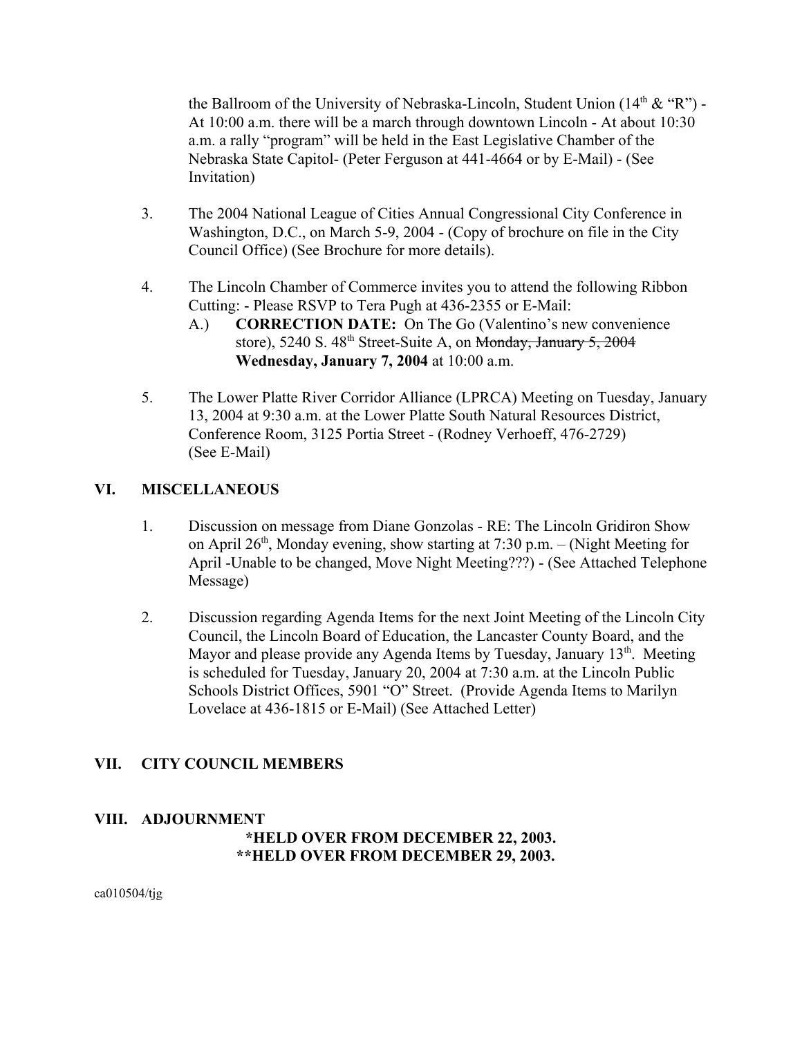the Ballroom of the University of Nebraska-Lincoln, Student Union (14th & "R") - At 10:00 a.m. there will be a march through downtown Lincoln - At about 10:30 a.m. a rally "program" will be held in the East Legislative Chamber of the Nebraska State Capitol- (Peter Ferguson at 441-4664 or by E-Mail) - (See Invitation)

3. The 2004 National League of Cities Annual Congressional City Conference in Washington, D.C., on March 5-9, 2004 - (Copy of brochure on file in the City Council Office) (See Brochure for more details).

4. The Lincoln Chamber of Commerce invites you to attend the following Ribbon Cutting: - Please RSVP to Tera Pugh at 436-2355 or E-Mail:
   A.) **CORRECTION DATE:** On The Go (Valentino's new convenience store), 5240 S. 48th Street-Suite A, on ~~Monday, January 5, 2004~~ **Wednesday, January 7, 2004** at 10:00 a.m.

5. The Lower Platte River Corridor Alliance (LPRCA) Meeting on Tuesday, January 13, 2004 at 9:30 a.m. at the Lower Platte South Natural Resources District, Conference Room, 3125 Portia Street - (Rodney Verhoeff, 476-2729) (See E-Mail)

## VI. MISCELLANEOUS

1. Discussion on message from Diane Gonzolas - RE: The Lincoln Gridiron Show on April 26th, Monday evening, show starting at 7:30 p.m. – (Night Meeting for April -Unable to be changed, Move Night Meeting???) - (See Attached Telephone Message)

2. Discussion regarding Agenda Items for the next Joint Meeting of the Lincoln City Council, the Lincoln Board of Education, the Lancaster County Board, and the Mayor and please provide any Agenda Items by Tuesday, January 13th. Meeting is scheduled for Tuesday, January 20, 2004 at 7:30 a.m. at the Lincoln Public Schools District Offices, 5901 "O" Street. (Provide Agenda Items to Marilyn Lovelace at 436-1815 or E-Mail) (See Attached Letter)

## VII. CITY COUNCIL MEMBERS

## VIII. ADJOURNMENT

**\*HELD OVER FROM DECEMBER 22, 2003.**
**\*\*HELD OVER FROM DECEMBER 29, 2003.**

ca010504/tjg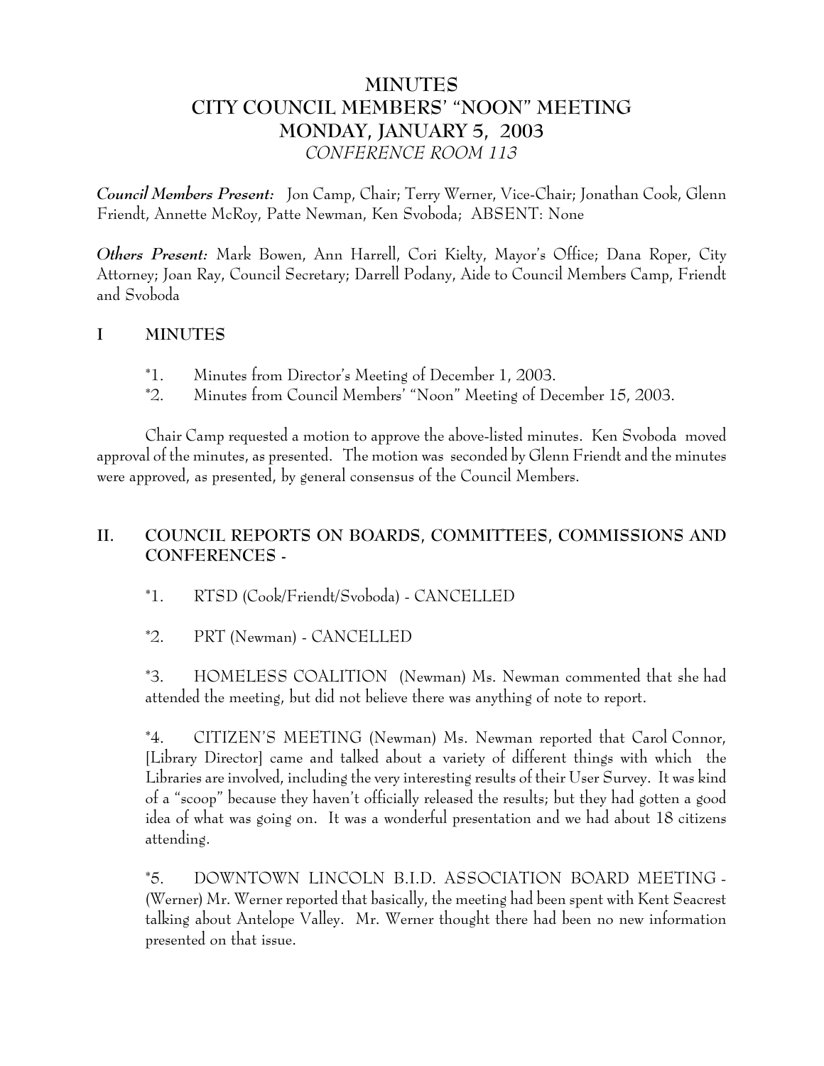# MINUTES
# CITY COUNCIL MEMBERS' "NOON" MEETING
# MONDAY, JANUARY 5, 2003
*CONFERENCE ROOM 113*

***Council Members Present:*** Jon Camp, Chair; Terry Werner, Vice-Chair; Jonathan Cook, Glenn Friendt, Annette McRoy, Patte Newman, Ken Svoboda; ABSENT: None

***Others Present:*** Mark Bowen, Ann Harrell, Cori Kielty, Mayor's Office; Dana Roper, City Attorney; Joan Ray, Council Secretary; Darrell Podany, Aide to Council Members Camp, Friendt and Svoboda

## I MINUTES

*1. Minutes from Director's Meeting of December 1, 2003.
*2. Minutes from Council Members' "Noon" Meeting of December 15, 2003.

Chair Camp requested a motion to approve the above-listed minutes. Ken Svoboda moved approval of the minutes, as presented. The motion was seconded by Glenn Friendt and the minutes were approved, as presented, by general consensus of the Council Members.

## II. COUNCIL REPORTS ON BOARDS, COMMITTEES, COMMISSIONS AND CONFERENCES -

*1. RTSD (Cook/Friendt/Svoboda) - CANCELLED

*2. PRT (Newman) - CANCELLED

*3. HOMELESS COALITION (Newman) Ms. Newman commented that she had attended the meeting, but did not believe there was anything of note to report.

*4. CITIZEN'S MEETING (Newman) Ms. Newman reported that Carol Connor, [Library Director] came and talked about a variety of different things with which the Libraries are involved, including the very interesting results of their User Survey. It was kind of a "scoop" because they haven't officially released the results; but they had gotten a good idea of what was going on. It was a wonderful presentation and we had about 18 citizens attending.

*5. DOWNTOWN LINCOLN B.I.D. ASSOCIATION BOARD MEETING - (Werner) Mr. Werner reported that basically, the meeting had been spent with Kent Seacrest talking about Antelope Valley. Mr. Werner thought there had been no new information presented on that issue.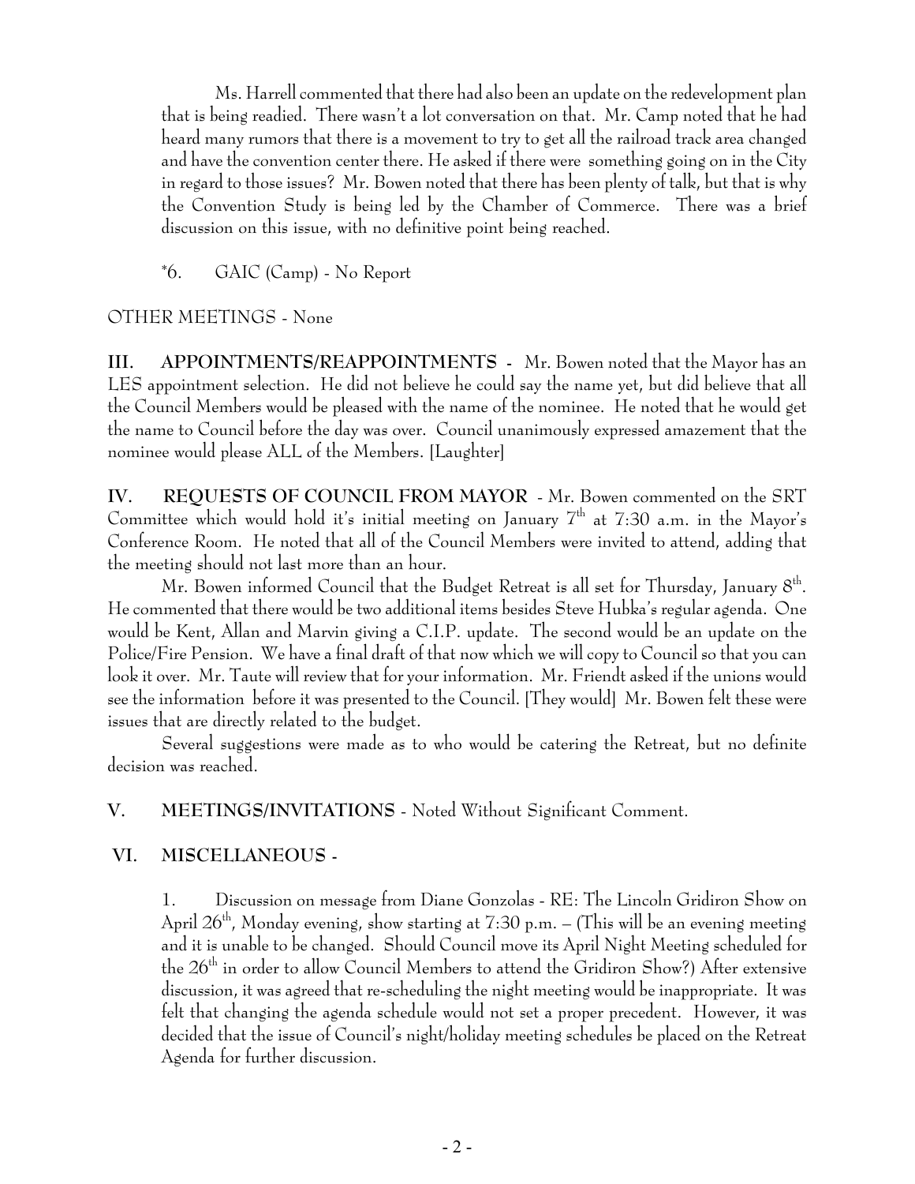Ms. Harrell commented that there had also been an update on the redevelopment plan that is being readied. There wasn't a lot conversation on that. Mr. Camp noted that he had heard many rumors that there is a movement to try to get all the railroad track area changed and have the convention center there. He asked if there were something going on in the City in regard to those issues? Mr. Bowen noted that there has been plenty of talk, but that is why the Convention Study is being led by the Chamber of Commerce. There was a brief discussion on this issue, with no definitive point being reached.

*6. GAIC (Camp) - No Report

OTHER MEETINGS - None

**III. APPOINTMENTS/REAPPOINTMENTS -** Mr. Bowen noted that the Mayor has an LES appointment selection. He did not believe he could say the name yet, but did believe that all the Council Members would be pleased with the name of the nominee. He noted that he would get the name to Council before the day was over. Council unanimously expressed amazement that the nominee would please ALL of the Members. [Laughter]

**IV. REQUESTS OF COUNCIL FROM MAYOR** - Mr. Bowen commented on the SRT Committee which would hold it's initial meeting on January 7th at 7:30 a.m. in the Mayor's Conference Room. He noted that all of the Council Members were invited to attend, adding that the meeting should not last more than an hour.

Mr. Bowen informed Council that the Budget Retreat is all set for Thursday, January 8th. He commented that there would be two additional items besides Steve Hubka's regular agenda. One would be Kent, Allan and Marvin giving a C.I.P. update. The second would be an update on the Police/Fire Pension. We have a final draft of that now which we will copy to Council so that you can look it over. Mr. Taute will review that for your information. Mr. Friendt asked if the unions would see the information before it was presented to the Council. [They would] Mr. Bowen felt these were issues that are directly related to the budget.

Several suggestions were made as to who would be catering the Retreat, but no definite decision was reached.

**V. MEETINGS/INVITATIONS** - Noted Without Significant Comment.

**VI. MISCELLANEOUS -**

1. Discussion on message from Diane Gonzolas - RE: The Lincoln Gridiron Show on April 26th, Monday evening, show starting at 7:30 p.m. – (This will be an evening meeting and it is unable to be changed. Should Council move its April Night Meeting scheduled for the 26th in order to allow Council Members to attend the Gridiron Show?) After extensive discussion, it was agreed that re-scheduling the night meeting would be inappropriate. It was felt that changing the agenda schedule would not set a proper precedent. However, it was decided that the issue of Council's night/holiday meeting schedules be placed on the Retreat Agenda for further discussion.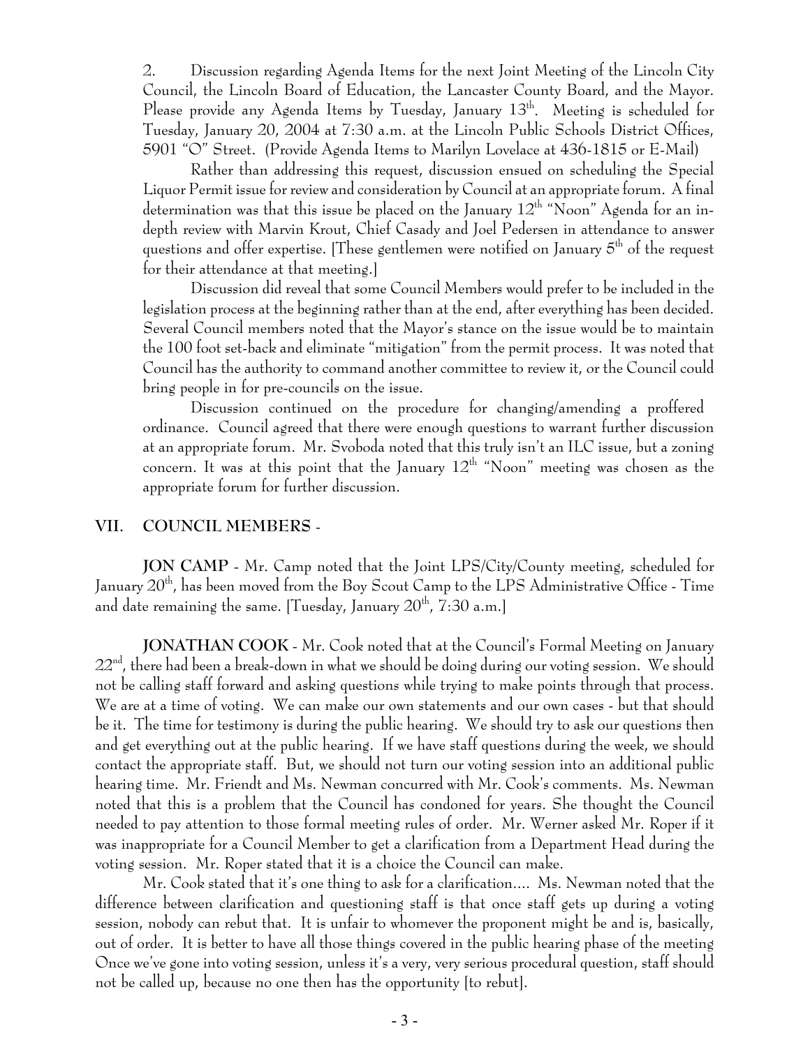2. Discussion regarding Agenda Items for the next Joint Meeting of the Lincoln City Council, the Lincoln Board of Education, the Lancaster County Board, and the Mayor. Please provide any Agenda Items by Tuesday, January 13th. Meeting is scheduled for Tuesday, January 20, 2004 at 7:30 a.m. at the Lincoln Public Schools District Offices, 5901 "O" Street. (Provide Agenda Items to Marilyn Lovelace at 436-1815 or E-Mail)

Rather than addressing this request, discussion ensued on scheduling the Special Liquor Permit issue for review and consideration by Council at an appropriate forum. A final determination was that this issue be placed on the January 12th "Noon" Agenda for an in-depth review with Marvin Krout, Chief Casady and Joel Pedersen in attendance to answer questions and offer expertise. [These gentlemen were notified on January 5th of the request for their attendance at that meeting.]

Discussion did reveal that some Council Members would prefer to be included in the legislation process at the beginning rather than at the end, after everything has been decided. Several Council members noted that the Mayor's stance on the issue would be to maintain the 100 foot set-back and eliminate "mitigation" from the permit process. It was noted that Council has the authority to command another committee to review it, or the Council could bring people in for pre-councils on the issue.

Discussion continued on the procedure for changing/amending a proffered ordinance. Council agreed that there were enough questions to warrant further discussion at an appropriate forum. Mr. Svoboda noted that this truly isn't an ILC issue, but a zoning concern. It was at this point that the January 12th "Noon" meeting was chosen as the appropriate forum for further discussion.

## VII. COUNCIL MEMBERS -

**JON CAMP** - Mr. Camp noted that the Joint LPS/City/County meeting, scheduled for January 20th, has been moved from the Boy Scout Camp to the LPS Administrative Office - Time and date remaining the same. [Tuesday, January 20th, 7:30 a.m.]

**JONATHAN COOK** - Mr. Cook noted that at the Council's Formal Meeting on January 22nd, there had been a break-down in what we should be doing during our voting session. We should not be calling staff forward and asking questions while trying to make points through that process. We are at a time of voting. We can make our own statements and our own cases - but that should be it. The time for testimony is during the public hearing. We should try to ask our questions then and get everything out at the public hearing. If we have staff questions during the week, we should contact the appropriate staff. But, we should not turn our voting session into an additional public hearing time. Mr. Friendt and Ms. Newman concurred with Mr. Cook's comments. Ms. Newman noted that this is a problem that the Council has condoned for years. She thought the Council needed to pay attention to those formal meeting rules of order. Mr. Werner asked Mr. Roper if it was inappropriate for a Council Member to get a clarification from a Department Head during the voting session. Mr. Roper stated that it is a choice the Council can make.

Mr. Cook stated that it's one thing to ask for a clarification.... Ms. Newman noted that the difference between clarification and questioning staff is that once staff gets up during a voting session, nobody can rebut that. It is unfair to whomever the proponent might be and is, basically, out of order. It is better to have all those things covered in the public hearing phase of the meeting Once we've gone into voting session, unless it's a very, very serious procedural question, staff should not be called up, because no one then has the opportunity [to rebut].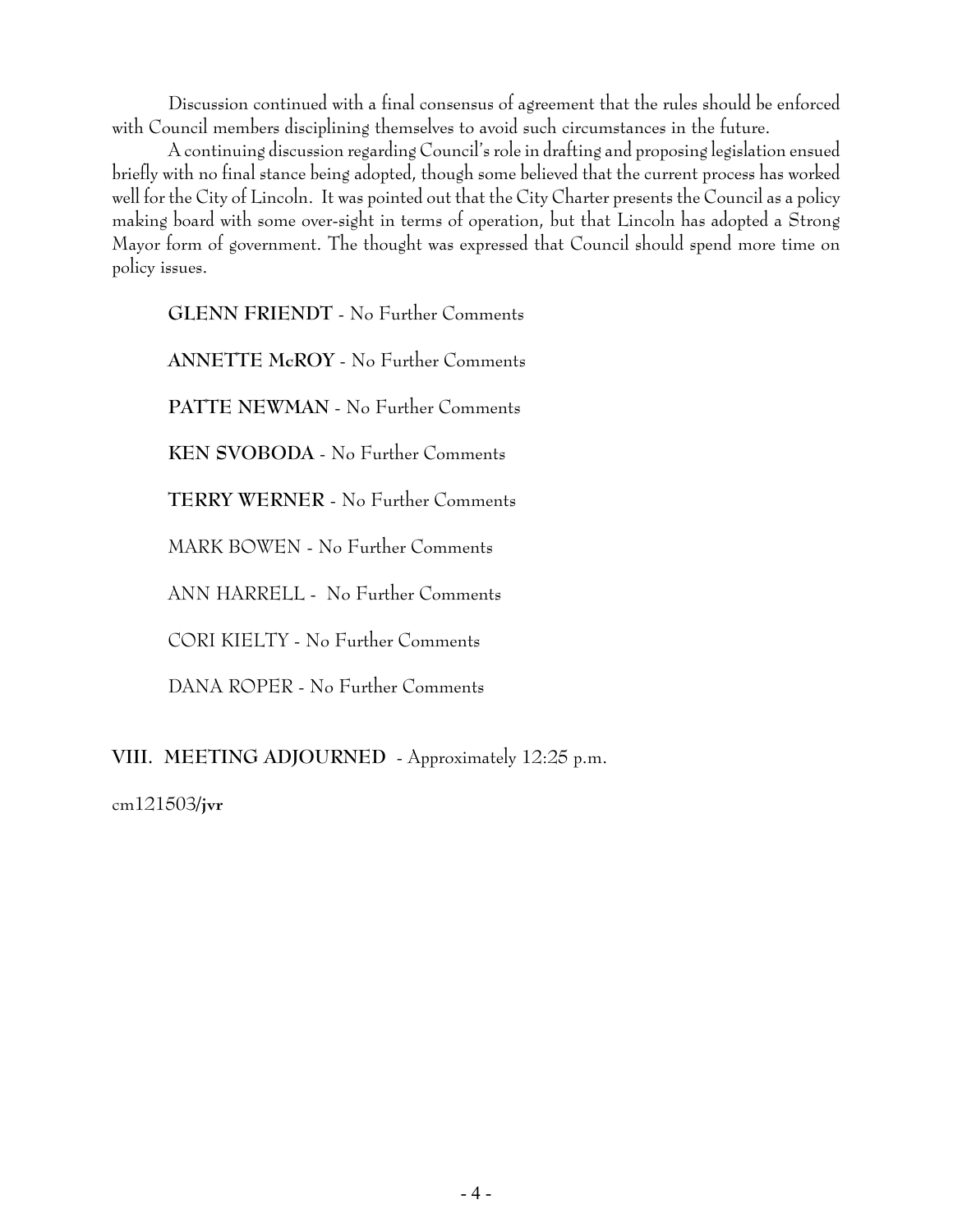Discussion continued with a final consensus of agreement that the rules should be enforced with Council members disciplining themselves to avoid such circumstances in the future.

A continuing discussion regarding Council's role in drafting and proposing legislation ensued briefly with no final stance being adopted, though some believed that the current process has worked well for the City of Lincoln. It was pointed out that the City Charter presents the Council as a policy making board with some over-sight in terms of operation, but that Lincoln has adopted a Strong Mayor form of government. The thought was expressed that Council should spend more time on policy issues.

**GLENN FRIENDT** - No Further Comments

**ANNETTE McROY** - No Further Comments

**PATTE NEWMAN** - No Further Comments

**KEN SVOBODA** - No Further Comments

**TERRY WERNER** - No Further Comments

MARK BOWEN - No Further Comments

ANN HARRELL - No Further Comments

CORI KIELTY - No Further Comments

DANA ROPER - No Further Comments

**VIII. MEETING ADJOURNED** - Approximately 12:25 p.m.

cm121503/**jvr**